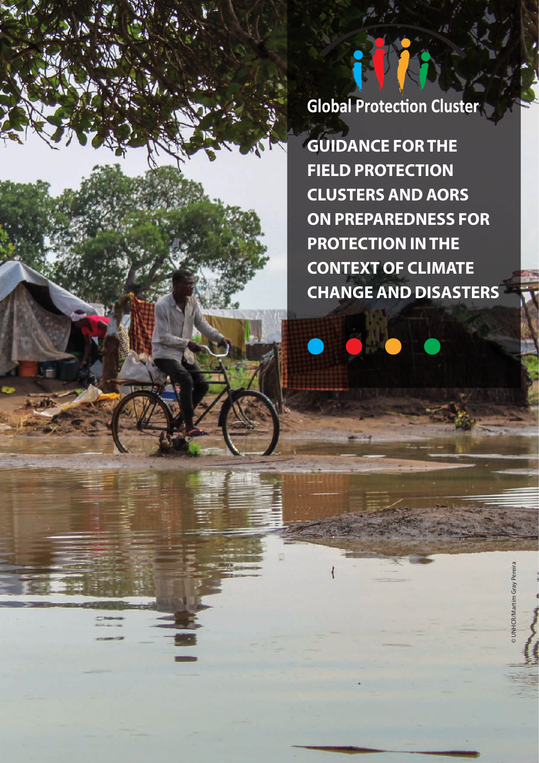Global Protection Cluster

# GUIDANCE FOR THE FIELD PROTECTION CLUSTERS AND AORS ON PREPAREDNESS FOR PROTECTION IN THE CONTEXT OF CLIMATE CHANGE AND DISASTERS

© UNHCR/Martim Gray Pereira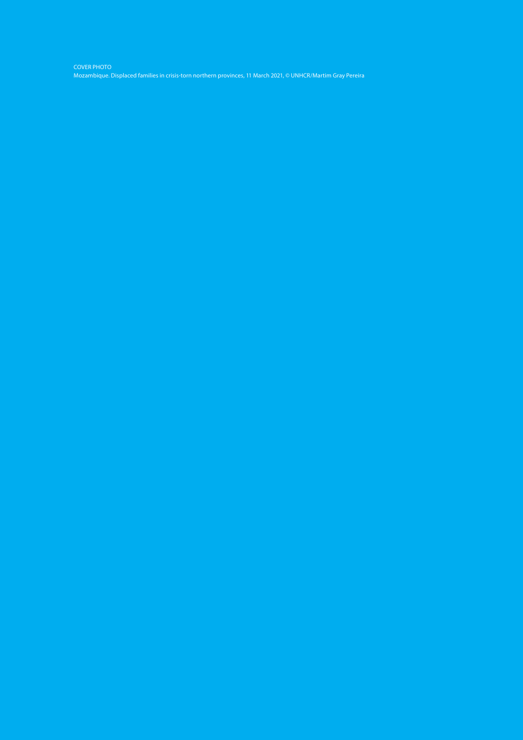COVER PHOTO

Mozambique. Displaced families in crisis-torn northern provinces, 11 March 2021, © UNHCR/Martim Gray Pereira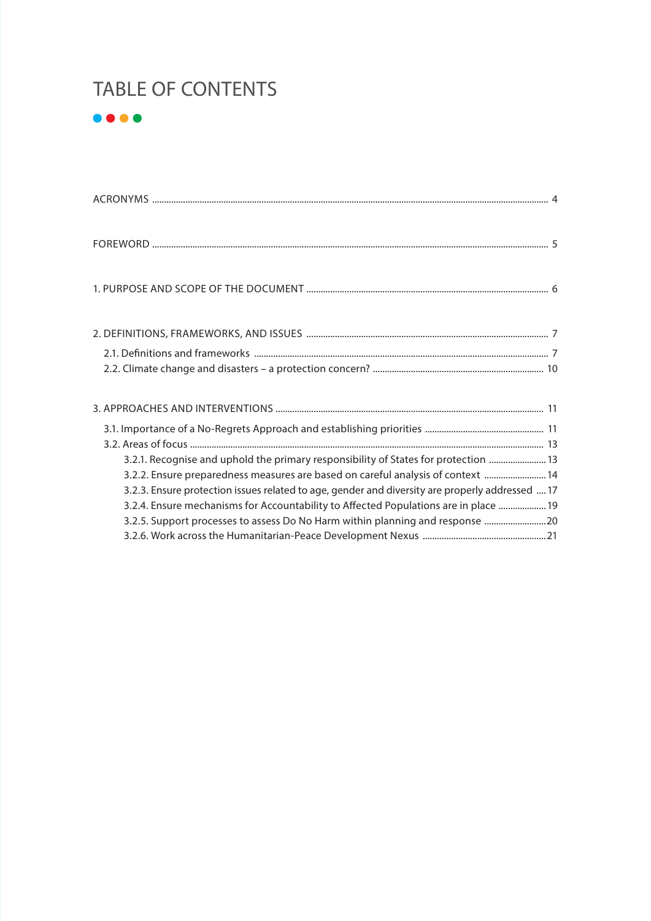# TABLE OF CONTENTS

ACRONYMS ..... 4

FOREWORD ..... 5

1. PURPOSE AND SCOPE OF THE DOCUMENT ..... 6

2. DEFINITIONS, FRAMEWORKS, AND ISSUES ..... 7
   - 2.1. Definitions and frameworks ..... 7
   - 2.2. Climate change and disasters – a protection concern? ..... 10

3. APPROACHES AND INTERVENTIONS ..... 11
   - 3.1. Importance of a No-Regrets Approach and establishing priorities ..... 11
   - 3.2. Areas of focus ..... 13
     - 3.2.1. Recognise and uphold the primary responsibility of States for protection ..... 13
     - 3.2.2. Ensure preparedness measures are based on careful analysis of context ..... 14
     - 3.2.3. Ensure protection issues related to age, gender and diversity are properly addressed ..... 17
     - 3.2.4. Ensure mechanisms for Accountability to Affected Populations are in place ..... 19
     - 3.2.5. Support processes to assess Do No Harm within planning and response ..... 20
     - 3.2.6. Work across the Humanitarian-Peace Development Nexus ..... 21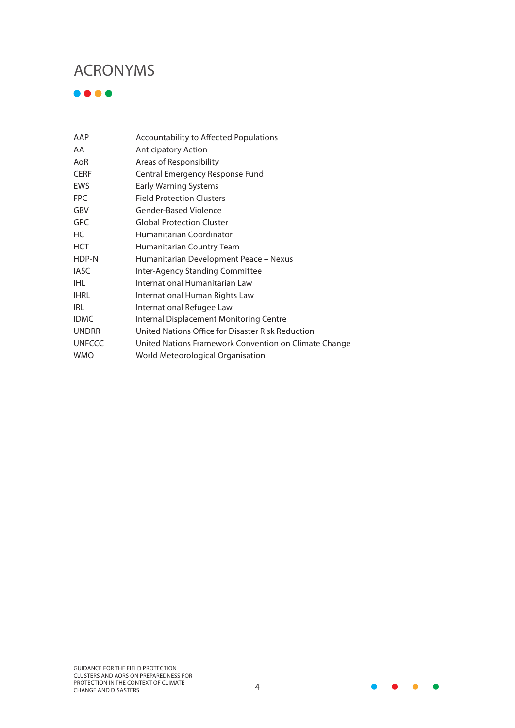# ACRONYMS

| | |
|---|---|
| AAP | Accountability to Affected Populations |
| AA | Anticipatory Action |
| AoR | Areas of Responsibility |
| CERF | Central Emergency Response Fund |
| EWS | Early Warning Systems |
| FPC | Field Protection Clusters |
| GBV | Gender-Based Violence |
| GPC | Global Protection Cluster |
| HC | Humanitarian Coordinator |
| HCT | Humanitarian Country Team |
| HDP-N | Humanitarian Development Peace – Nexus |
| IASC | Inter-Agency Standing Committee |
| IHL | International Humanitarian Law |
| IHRL | International Human Rights Law |
| IRL | International Refugee Law |
| IDMC | Internal Displacement Monitoring Centre |
| UNDRR | United Nations Office for Disaster Risk Reduction |
| UNFCCC | United Nations Framework Convention on Climate Change |
| WMO | World Meteorological Organisation |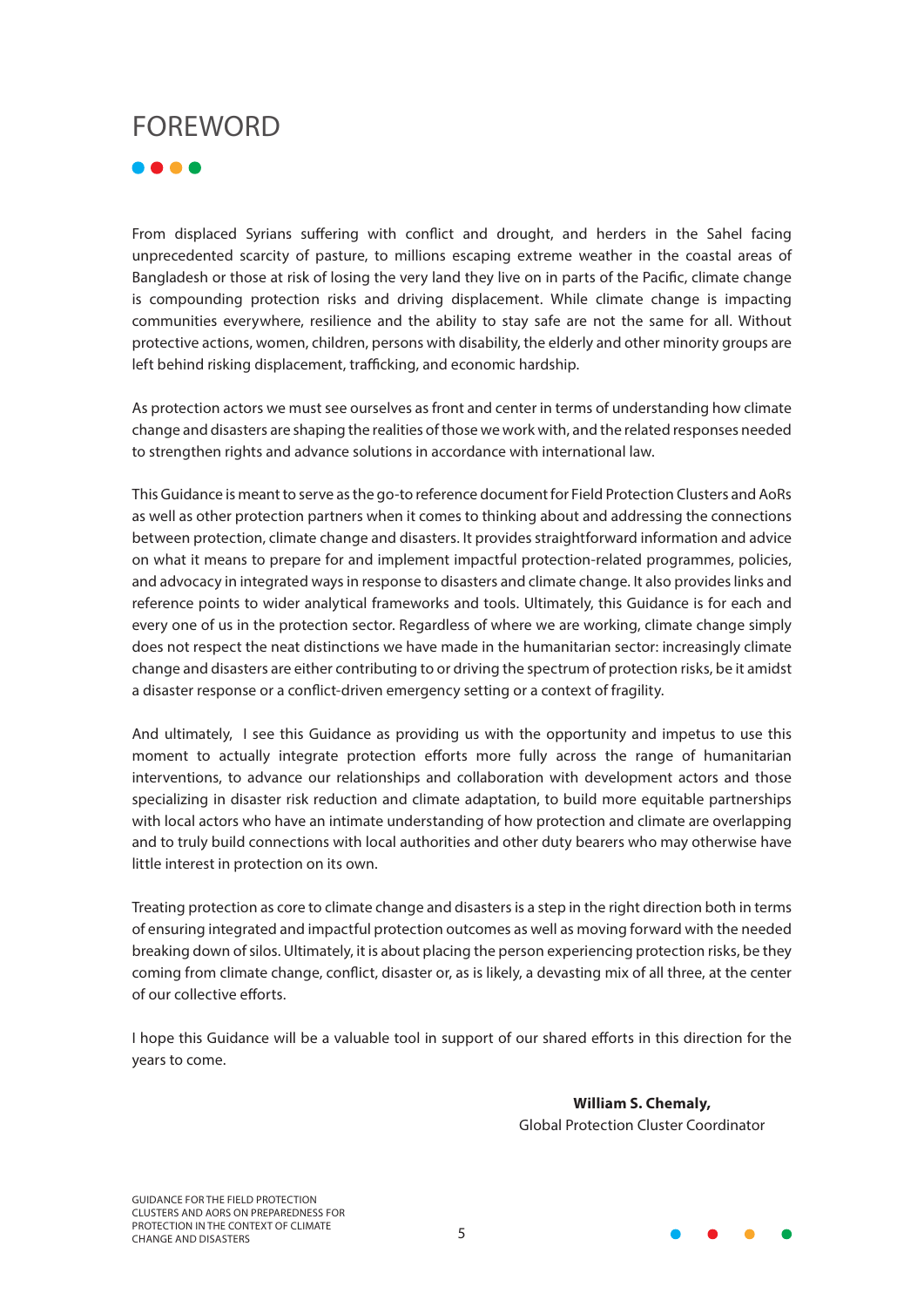# FOREWORD

From displaced Syrians suffering with conflict and drought, and herders in the Sahel facing unprecedented scarcity of pasture, to millions escaping extreme weather in the coastal areas of Bangladesh or those at risk of losing the very land they live on in parts of the Pacific, climate change is compounding protection risks and driving displacement. While climate change is impacting communities everywhere, resilience and the ability to stay safe are not the same for all. Without protective actions, women, children, persons with disability, the elderly and other minority groups are left behind risking displacement, trafficking, and economic hardship.

As protection actors we must see ourselves as front and center in terms of understanding how climate change and disasters are shaping the realities of those we work with, and the related responses needed to strengthen rights and advance solutions in accordance with international law.

This Guidance is meant to serve as the go-to reference document for Field Protection Clusters and AoRs as well as other protection partners when it comes to thinking about and addressing the connections between protection, climate change and disasters. It provides straightforward information and advice on what it means to prepare for and implement impactful protection-related programmes, policies, and advocacy in integrated ways in response to disasters and climate change. It also provides links and reference points to wider analytical frameworks and tools. Ultimately, this Guidance is for each and every one of us in the protection sector. Regardless of where we are working, climate change simply does not respect the neat distinctions we have made in the humanitarian sector: increasingly climate change and disasters are either contributing to or driving the spectrum of protection risks, be it amidst a disaster response or a conflict-driven emergency setting or a context of fragility.

And ultimately, I see this Guidance as providing us with the opportunity and impetus to use this moment to actually integrate protection efforts more fully across the range of humanitarian interventions, to advance our relationships and collaboration with development actors and those specializing in disaster risk reduction and climate adaptation, to build more equitable partnerships with local actors who have an intimate understanding of how protection and climate are overlapping and to truly build connections with local authorities and other duty bearers who may otherwise have little interest in protection on its own.

Treating protection as core to climate change and disasters is a step in the right direction both in terms of ensuring integrated and impactful protection outcomes as well as moving forward with the needed breaking down of silos. Ultimately, it is about placing the person experiencing protection risks, be they coming from climate change, conflict, disaster or, as is likely, a devasting mix of all three, at the center of our collective efforts.

I hope this Guidance will be a valuable tool in support of our shared efforts in this direction for the years to come.

**William S. Chemaly,**
Global Protection Cluster Coordinator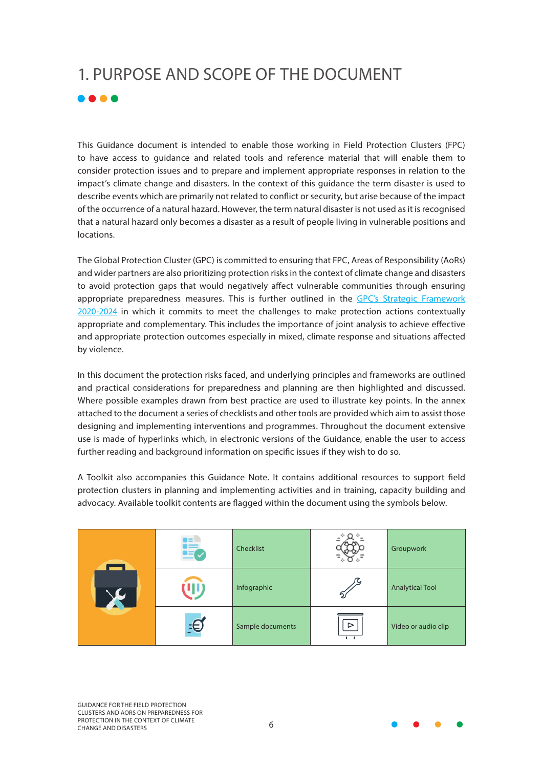# 1. PURPOSE AND SCOPE OF THE DOCUMENT

This Guidance document is intended to enable those working in Field Protection Clusters (FPC) to have access to guidance and related tools and reference material that will enable them to consider protection issues and to prepare and implement appropriate responses in relation to the impact's climate change and disasters. In the context of this guidance the term disaster is used to describe events which are primarily not related to conflict or security, but arise because of the impact of the occurrence of a natural hazard. However, the term natural disaster is not used as it is recognised that a natural hazard only becomes a disaster as a result of people living in vulnerable positions and locations.

The Global Protection Cluster (GPC) is committed to ensuring that FPC, Areas of Responsibility (AoRs) and wider partners are also prioritizing protection risks in the context of climate change and disasters to avoid protection gaps that would negatively affect vulnerable communities through ensuring appropriate preparedness measures. This is further outlined in the GPC's Strategic Framework 2020-2024 in which it commits to meet the challenges to make protection actions contextually appropriate and complementary. This includes the importance of joint analysis to achieve effective and appropriate protection outcomes especially in mixed, climate response and situations affected by violence.

In this document the protection risks faced, and underlying principles and frameworks are outlined and practical considerations for preparedness and planning are then highlighted and discussed. Where possible examples drawn from best practice are used to illustrate key points. In the annex attached to the document a series of checklists and other tools are provided which aim to assist those designing and implementing interventions and programmes. Throughout the document extensive use is made of hyperlinks which, in electronic versions of the Guidance, enable the user to access further reading and background information on specific issues if they wish to do so.

A Toolkit also accompanies this Guidance Note. It contains additional resources to support field protection clusters in planning and implementing activities and in training, capacity building and advocacy. Available toolkit contents are flagged within the document using the symbols below.

| | | | | |
|---|---|---|---|---|
| | Checklist | | Groupwork | |
| | Infographic | | Analytical Tool | |
| | Sample documents | | Video or audio clip | |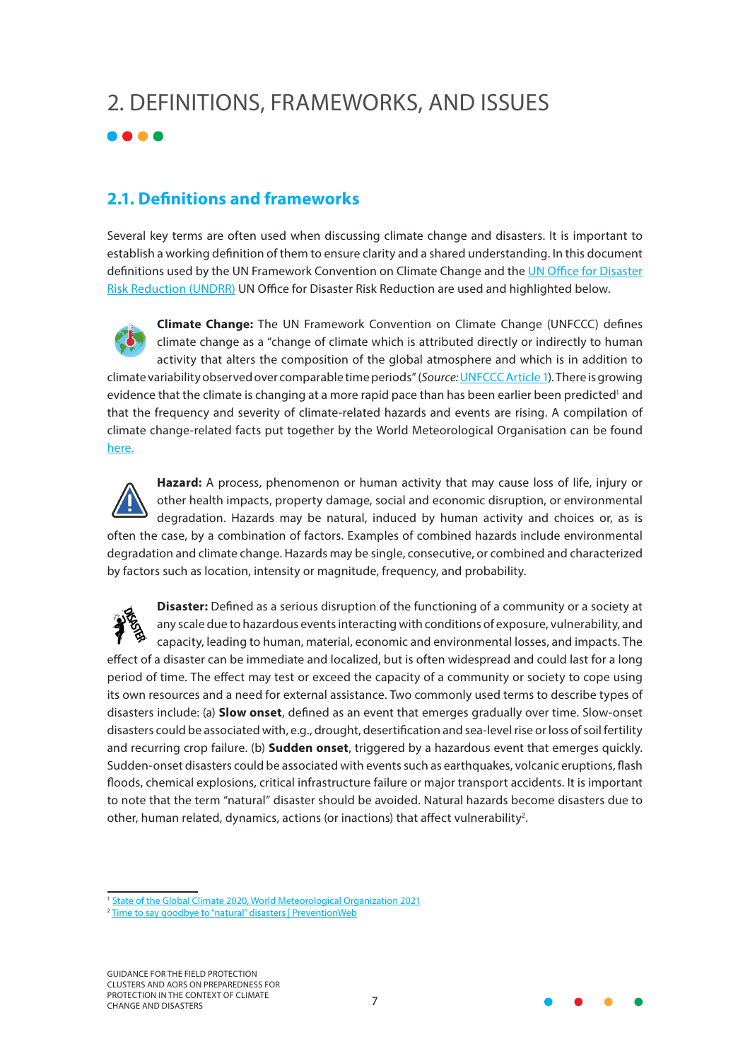# 2. DEFINITIONS, FRAMEWORKS, AND ISSUES

## 2.1. Definitions and frameworks

Several key terms are often used when discussing climate change and disasters. It is important to establish a working definition of them to ensure clarity and a shared understanding. In this document definitions used by the UN Framework Convention on Climate Change and the UN Office for Disaster Risk Reduction (UNDRR) UN Office for Disaster Risk Reduction are used and highlighted below.

**Climate Change:** The UN Framework Convention on Climate Change (UNFCCC) defines climate change as a "change of climate which is attributed directly or indirectly to human activity that alters the composition of the global atmosphere and which is in addition to climate variability observed over comparable time periods" (*Source:* UNFCCC Article 1). There is growing evidence that the climate is changing at a more rapid pace than has been earlier been predicted[1] and that the frequency and severity of climate-related hazards and events are rising. A compilation of climate change-related facts put together by the World Meteorological Organisation can be found here.

**Hazard:** A process, phenomenon or human activity that may cause loss of life, injury or other health impacts, property damage, social and economic disruption, or environmental degradation. Hazards may be natural, induced by human activity and choices or, as is often the case, by a combination of factors. Examples of combined hazards include environmental degradation and climate change. Hazards may be single, consecutive, or combined and characterized by factors such as location, intensity or magnitude, frequency, and probability.

**Disaster:** Defined as a serious disruption of the functioning of a community or a society at any scale due to hazardous events interacting with conditions of exposure, vulnerability, and capacity, leading to human, material, economic and environmental losses, and impacts. The effect of a disaster can be immediate and localized, but is often widespread and could last for a long period of time. The effect may test or exceed the capacity of a community or society to cope using its own resources and a need for external assistance. Two commonly used terms to describe types of disasters include: (a) **Slow onset**, defined as an event that emerges gradually over time. Slow-onset disasters could be associated with, e.g., drought, desertification and sea-level rise or loss of soil fertility and recurring crop failure. (b) **Sudden onset**, triggered by a hazardous event that emerges quickly. Sudden-onset disasters could be associated with events such as earthquakes, volcanic eruptions, flash floods, chemical explosions, critical infrastructure failure or major transport accidents. It is important to note that the term "natural" disaster should be avoided. Natural hazards become disasters due to other, human related, dynamics, actions (or inactions) that affect vulnerability[2].

---

[1] State of the Global Climate 2020, World Meteorological Organization 2021
[2] Time to say goodbye to "natural" disasters | PreventionWeb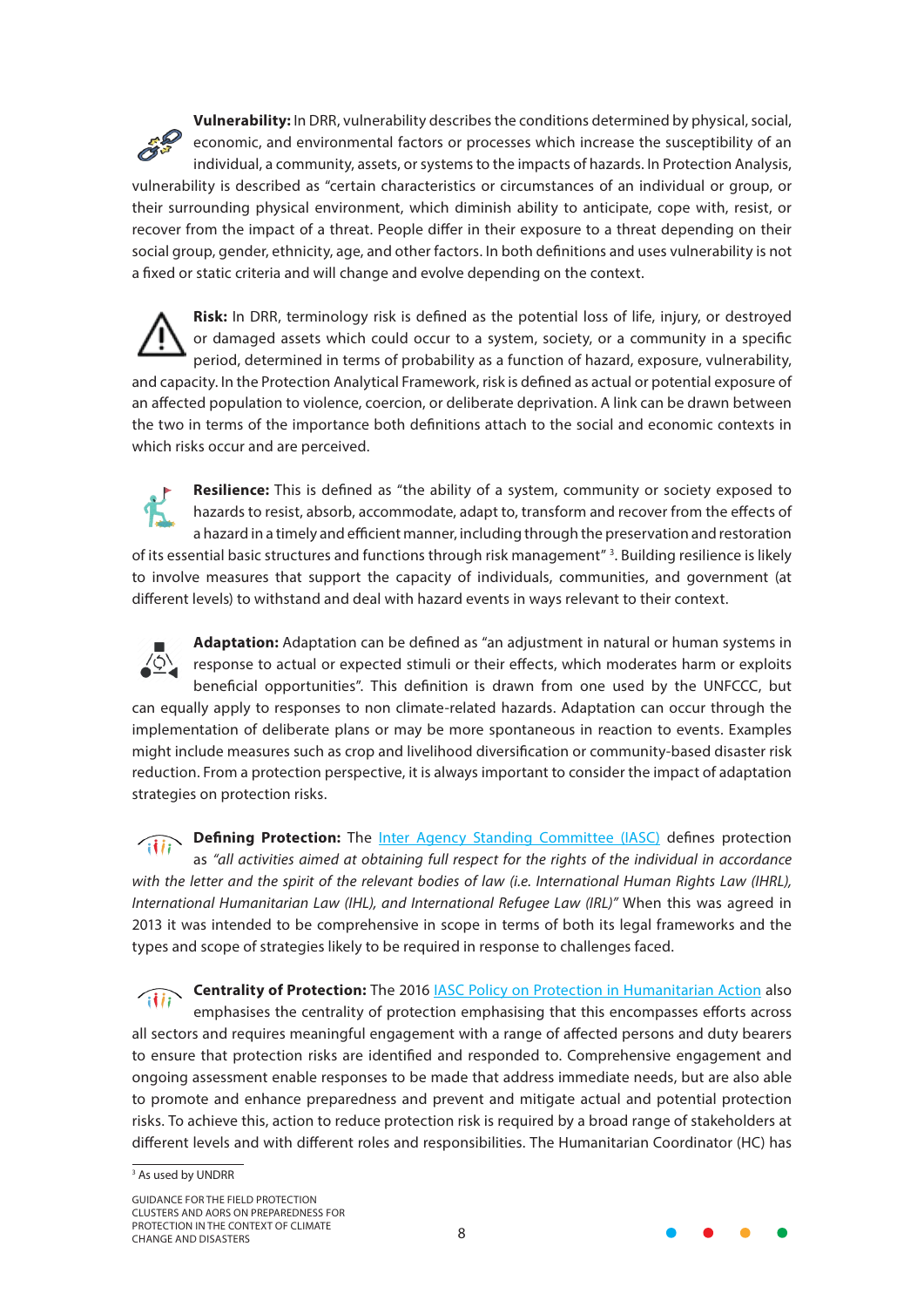**Vulnerability:** In DRR, vulnerability describes the conditions determined by physical, social, economic, and environmental factors or processes which increase the susceptibility of an individual, a community, assets, or systems to the impacts of hazards. In Protection Analysis, vulnerability is described as "certain characteristics or circumstances of an individual or group, or their surrounding physical environment, which diminish ability to anticipate, cope with, resist, or recover from the impact of a threat. People differ in their exposure to a threat depending on their social group, gender, ethnicity, age, and other factors. In both definitions and uses vulnerability is not a fixed or static criteria and will change and evolve depending on the context.

**Risk:** In DRR, terminology risk is defined as the potential loss of life, injury, or destroyed or damaged assets which could occur to a system, society, or a community in a specific period, determined in terms of probability as a function of hazard, exposure, vulnerability, and capacity. In the Protection Analytical Framework, risk is defined as actual or potential exposure of an affected population to violence, coercion, or deliberate deprivation. A link can be drawn between the two in terms of the importance both definitions attach to the social and economic contexts in which risks occur and are perceived.

**Resilience:** This is defined as "the ability of a system, community or society exposed to hazards to resist, absorb, accommodate, adapt to, transform and recover from the effects of a hazard in a timely and efficient manner, including through the preservation and restoration of its essential basic structures and functions through risk management" [3]. Building resilience is likely to involve measures that support the capacity of individuals, communities, and government (at different levels) to withstand and deal with hazard events in ways relevant to their context.

**Adaptation:** Adaptation can be defined as "an adjustment in natural or human systems in response to actual or expected stimuli or their effects, which moderates harm or exploits beneficial opportunities". This definition is drawn from one used by the UNFCCC, but can equally apply to responses to non climate-related hazards. Adaptation can occur through the implementation of deliberate plans or may be more spontaneous in reaction to events. Examples might include measures such as crop and livelihood diversification or community-based disaster risk reduction. From a protection perspective, it is always important to consider the impact of adaptation strategies on protection risks.

**Defining Protection:** The Inter Agency Standing Committee (IASC) defines protection as *"all activities aimed at obtaining full respect for the rights of the individual in accordance with the letter and the spirit of the relevant bodies of law (i.e. International Human Rights Law (IHRL), International Humanitarian Law (IHL), and International Refugee Law (IRL)"* When this was agreed in 2013 it was intended to be comprehensive in scope in terms of both its legal frameworks and the types and scope of strategies likely to be required in response to challenges faced.

**Centrality of Protection:** The 2016 IASC Policy on Protection in Humanitarian Action also emphasises the centrality of protection emphasising that this encompasses efforts across all sectors and requires meaningful engagement with a range of affected persons and duty bearers to ensure that protection risks are identified and responded to. Comprehensive engagement and ongoing assessment enable responses to be made that address immediate needs, but are also able to promote and enhance preparedness and prevent and mitigate actual and potential protection risks. To achieve this, action to reduce protection risk is required by a broad range of stakeholders at different levels and with different roles and responsibilities. The Humanitarian Coordinator (HC) has

[3] As used by UNDRR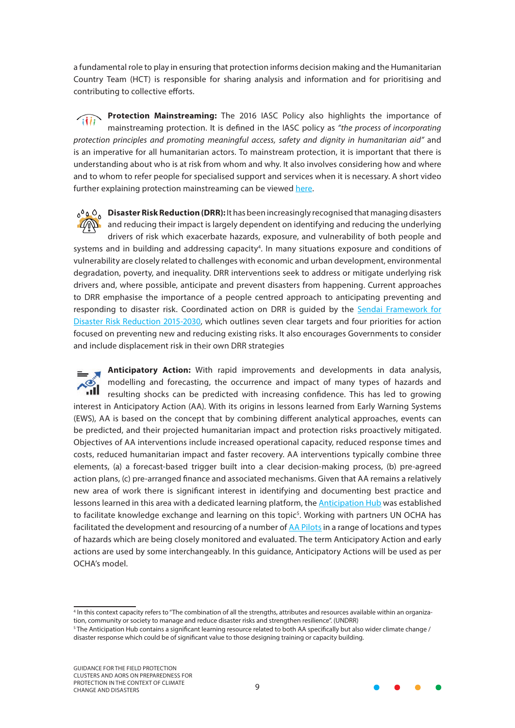a fundamental role to play in ensuring that protection informs decision making and the Humanitarian Country Team (HCT) is responsible for sharing analysis and information and for prioritising and contributing to collective efforts.

**Protection Mainstreaming:** The 2016 IASC Policy also highlights the importance of mainstreaming protection. It is defined in the IASC policy as *"the process of incorporating protection principles and promoting meaningful access, safety and dignity in humanitarian aid"* and is an imperative for all humanitarian actors. To mainstream protection, it is important that there is understanding about who is at risk from whom and why. It also involves considering how and where and to whom to refer people for specialised support and services when it is necessary. A short video further explaining protection mainstreaming can be viewed here.

**Disaster Risk Reduction (DRR):** It has been increasingly recognised that managing disasters and reducing their impact is largely dependent on identifying and reducing the underlying drivers of risk which exacerbate hazards, exposure, and vulnerability of both people and systems and in building and addressing capacity[4]. In many situations exposure and conditions of vulnerability are closely related to challenges with economic and urban development, environmental degradation, poverty, and inequality. DRR interventions seek to address or mitigate underlying risk drivers and, where possible, anticipate and prevent disasters from happening. Current approaches to DRR emphasise the importance of a people centred approach to anticipating preventing and responding to disaster risk. Coordinated action on DRR is guided by the Sendai Framework for Disaster Risk Reduction 2015-2030, which outlines seven clear targets and four priorities for action focused on preventing new and reducing existing risks. It also encourages Governments to consider and include displacement risk in their own DRR strategies

**Anticipatory Action:** With rapid improvements and developments in data analysis, modelling and forecasting, the occurrence and impact of many types of hazards and resulting shocks can be predicted with increasing confidence. This has led to growing interest in Anticipatory Action (AA). With its origins in lessons learned from Early Warning Systems (EWS), AA is based on the concept that by combining different analytical approaches, events can be predicted, and their projected humanitarian impact and protection risks proactively mitigated. Objectives of AA interventions include increased operational capacity, reduced response times and costs, reduced humanitarian impact and faster recovery. AA interventions typically combine three elements, (a) a forecast-based trigger built into a clear decision-making process, (b) pre-agreed action plans, (c) pre-arranged finance and associated mechanisms. Given that AA remains a relatively new area of work there is significant interest in identifying and documenting best practice and lessons learned in this area with a dedicated learning platform, the Anticipation Hub was established to facilitate knowledge exchange and learning on this topic[5]. Working with partners UN OCHA has facilitated the development and resourcing of a number of AA Pilots in a range of locations and types of hazards which are being closely monitored and evaluated. The term Anticipatory Action and early actions are used by some interchangeably. In this guidance, Anticipatory Actions will be used as per OCHA's model.

---

[4] In this context capacity refers to "The combination of all the strengths, attributes and resources available within an organization, community or society to manage and reduce disaster risks and strengthen resilience". (UNDRR)

[5] The Anticipation Hub contains a significant learning resource related to both AA specifically but also wider climate change / disaster response which could be of significant value to those designing training or capacity building.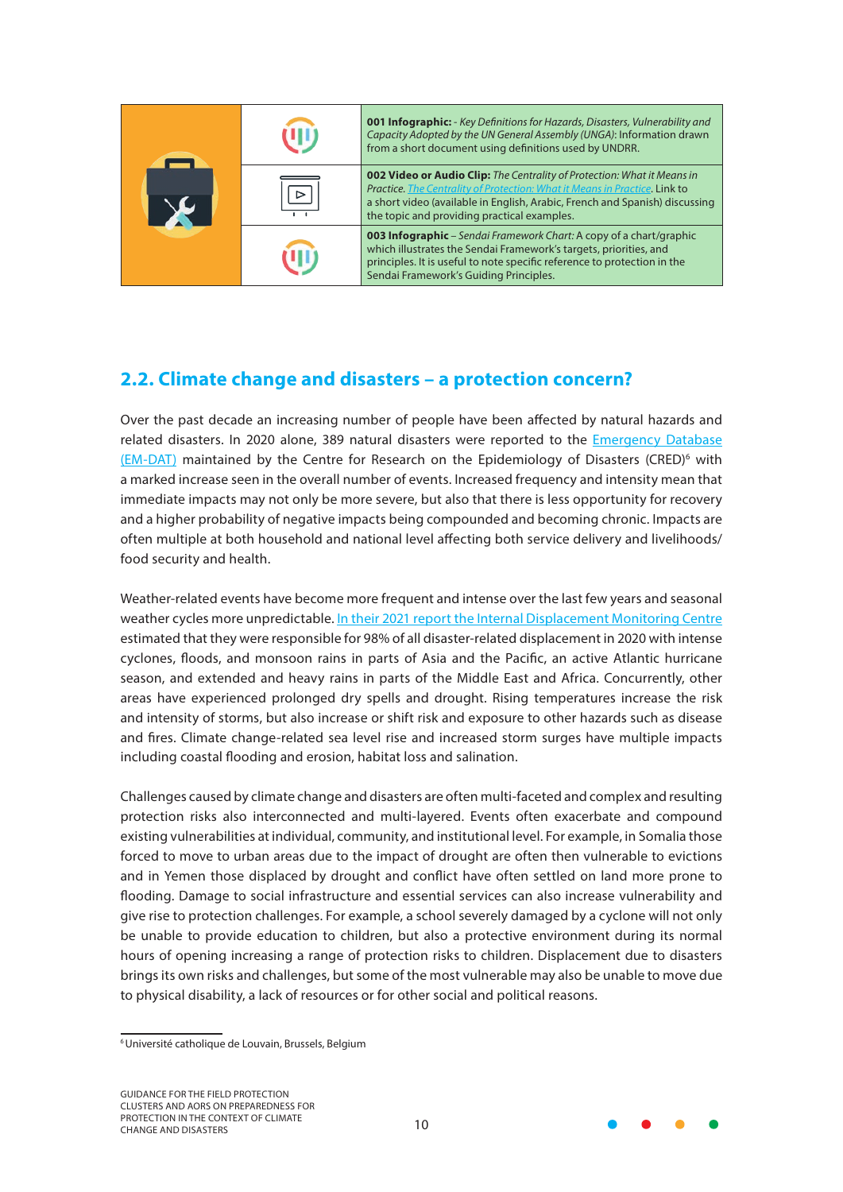| | | |
|---|---|---|
| | | **001 Infographic:** - *Key Definitions for Hazards, Disasters, Vulnerability and Capacity Adopted by the UN General Assembly (UNGA)*: Information drawn from a short document using definitions used by UNDRR. |
| | | **002 Video or Audio Clip:** *The Centrality of Protection: What it Means in Practice. The Centrality of Protection: What it Means in Practice*. Link to a short video (available in English, Arabic, French and Spanish) discussing the topic and providing practical examples. |
| | | **003 Infographic** – *Sendai Framework Chart:* A copy of a chart/graphic which illustrates the Sendai Framework's targets, priorities, and principles. It is useful to note specific reference to protection in the Sendai Framework's Guiding Principles. |

## 2.2. Climate change and disasters – a protection concern?

Over the past decade an increasing number of people have been affected by natural hazards and related disasters. In 2020 alone, 389 natural disasters were reported to the Emergency Database (EM-DAT) maintained by the Centre for Research on the Epidemiology of Disasters (CRED)[6] with a marked increase seen in the overall number of events. Increased frequency and intensity mean that immediate impacts may not only be more severe, but also that there is less opportunity for recovery and a higher probability of negative impacts being compounded and becoming chronic. Impacts are often multiple at both household and national level affecting both service delivery and livelihoods/ food security and health.

Weather-related events have become more frequent and intense over the last few years and seasonal weather cycles more unpredictable. In their 2021 report the Internal Displacement Monitoring Centre estimated that they were responsible for 98% of all disaster-related displacement in 2020 with intense cyclones, floods, and monsoon rains in parts of Asia and the Pacific, an active Atlantic hurricane season, and extended and heavy rains in parts of the Middle East and Africa. Concurrently, other areas have experienced prolonged dry spells and drought. Rising temperatures increase the risk and intensity of storms, but also increase or shift risk and exposure to other hazards such as disease and fires. Climate change-related sea level rise and increased storm surges have multiple impacts including coastal flooding and erosion, habitat loss and salination.

Challenges caused by climate change and disasters are often multi-faceted and complex and resulting protection risks also interconnected and multi-layered. Events often exacerbate and compound existing vulnerabilities at individual, community, and institutional level. For example, in Somalia those forced to move to urban areas due to the impact of drought are often then vulnerable to evictions and in Yemen those displaced by drought and conflict have often settled on land more prone to flooding. Damage to social infrastructure and essential services can also increase vulnerability and give rise to protection challenges. For example, a school severely damaged by a cyclone will not only be unable to provide education to children, but also a protective environment during its normal hours of opening increasing a range of protection risks to children. Displacement due to disasters brings its own risks and challenges, but some of the most vulnerable may also be unable to move due to physical disability, a lack of resources or for other social and political reasons.

[6] Université catholique de Louvain, Brussels, Belgium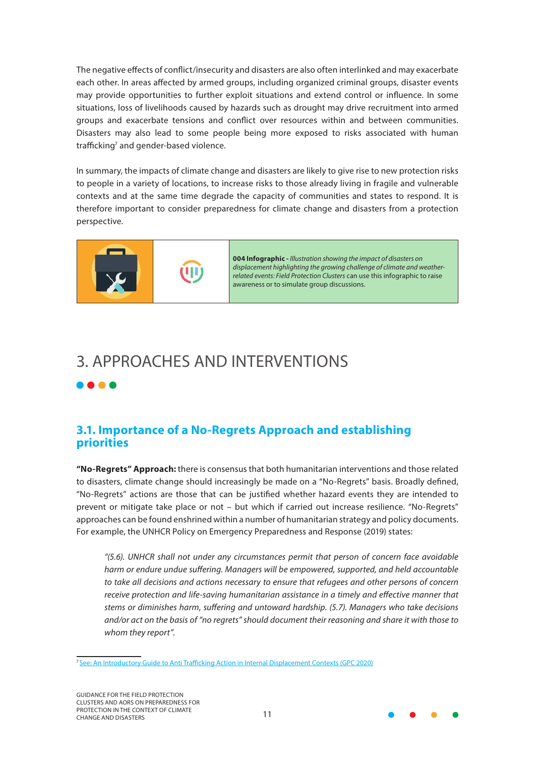The negative effects of conflict/insecurity and disasters are also often interlinked and may exacerbate each other. In areas affected by armed groups, including organized criminal groups, disaster events may provide opportunities to further exploit situations and extend control or influence. In some situations, loss of livelihoods caused by hazards such as drought may drive recruitment into armed groups and exacerbate tensions and conflict over resources within and between communities. Disasters may also lead to some people being more exposed to risks associated with human trafficking[7] and gender-based violence.

In summary, the impacts of climate change and disasters are likely to give rise to new protection risks to people in a variety of locations, to increase risks to those already living in fragile and vulnerable contexts and at the same time degrade the capacity of communities and states to respond. It is therefore important to consider preparedness for climate change and disasters from a protection perspective.

**004 Infographic -** *Illustration showing the impact of disasters on displacement highlighting the growing challenge of climate and weather-related events: Field Protection Clusters* can use this infographic to raise awareness or to simulate group discussions.

# 3. APPROACHES AND INTERVENTIONS

## 3.1. Importance of a No-Regrets Approach and establishing priorities

**"No-Regrets" Approach:** there is consensus that both humanitarian interventions and those related to disasters, climate change should increasingly be made on a "No-Regrets" basis. Broadly defined, "No-Regrets" actions are those that can be justified whether hazard events they are intended to prevent or mitigate take place or not – but which if carried out increase resilience. "No-Regrets" approaches can be found enshrined within a number of humanitarian strategy and policy documents. For example, the UNHCR Policy on Emergency Preparedness and Response (2019) states:

> *"(5.6). UNHCR shall not under any circumstances permit that person of concern face avoidable harm or endure undue suffering. Managers will be empowered, supported, and held accountable to take all decisions and actions necessary to ensure that refugees and other persons of concern receive protection and life-saving humanitarian assistance in a timely and effective manner that stems or diminishes harm, suffering and untoward hardship. (5.7). Managers who take decisions and/or act on the basis of "no regrets" should document their reasoning and share it with those to whom they report".*

[7] See: An Introductory Guide to Anti Trafficking Action in Internal Displacement Contexts (GPC 2020)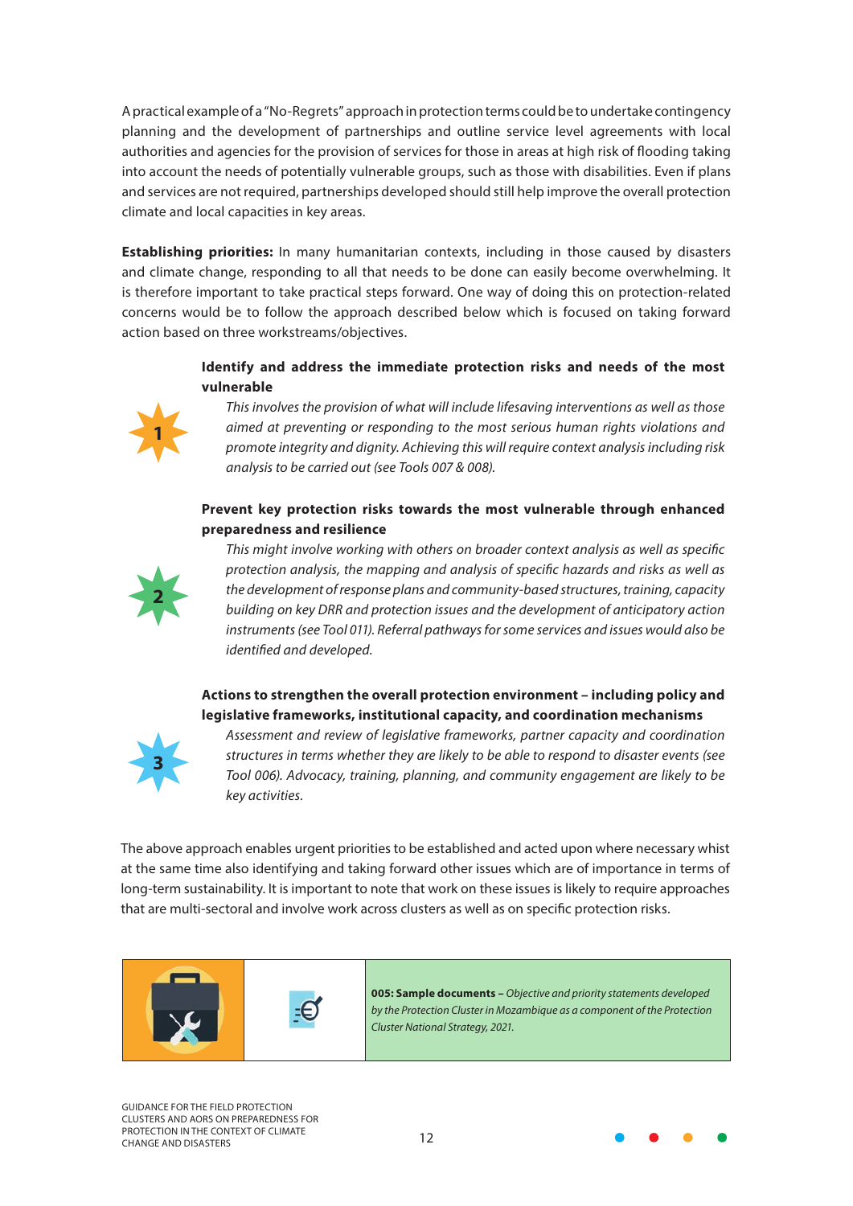A practical example of a "No-Regrets" approach in protection terms could be to undertake contingency planning and the development of partnerships and outline service level agreements with local authorities and agencies for the provision of services for those in areas at high risk of flooding taking into account the needs of potentially vulnerable groups, such as those with disabilities. Even if plans and services are not required, partnerships developed should still help improve the overall protection climate and local capacities in key areas.

**Establishing priorities:** In many humanitarian contexts, including in those caused by disasters and climate change, responding to all that needs to be done can easily become overwhelming. It is therefore important to take practical steps forward. One way of doing this on protection-related concerns would be to follow the approach described below which is focused on taking forward action based on three workstreams/objectives.

1. **Identify and address the immediate protection risks and needs of the most vulnerable**

   *This involves the provision of what will include lifesaving interventions as well as those aimed at preventing or responding to the most serious human rights violations and promote integrity and dignity. Achieving this will require context analysis including risk analysis to be carried out (see Tools 007 & 008).*

2. **Prevent key protection risks towards the most vulnerable through enhanced preparedness and resilience**

   *This might involve working with others on broader context analysis as well as specific protection analysis, the mapping and analysis of specific hazards and risks as well as the development of response plans and community-based structures, training, capacity building on key DRR and protection issues and the development of anticipatory action instruments (see Tool 011). Referral pathways for some services and issues would also be identified and developed.*

3. **Actions to strengthen the overall protection environment – including policy and legislative frameworks, institutional capacity, and coordination mechanisms**

   *Assessment and review of legislative frameworks, partner capacity and coordination structures in terms whether they are likely to be able to respond to disaster events (see Tool 006). Advocacy, training, planning, and community engagement are likely to be key activities.*

The above approach enables urgent priorities to be established and acted upon where necessary whist at the same time also identifying and taking forward other issues which are of importance in terms of long-term sustainability. It is important to note that work on these issues is likely to require approaches that are multi-sectoral and involve work across clusters as well as on specific protection risks.

**005: Sample documents –** *Objective and priority statements developed by the Protection Cluster in Mozambique as a component of the Protection Cluster National Strategy, 2021.*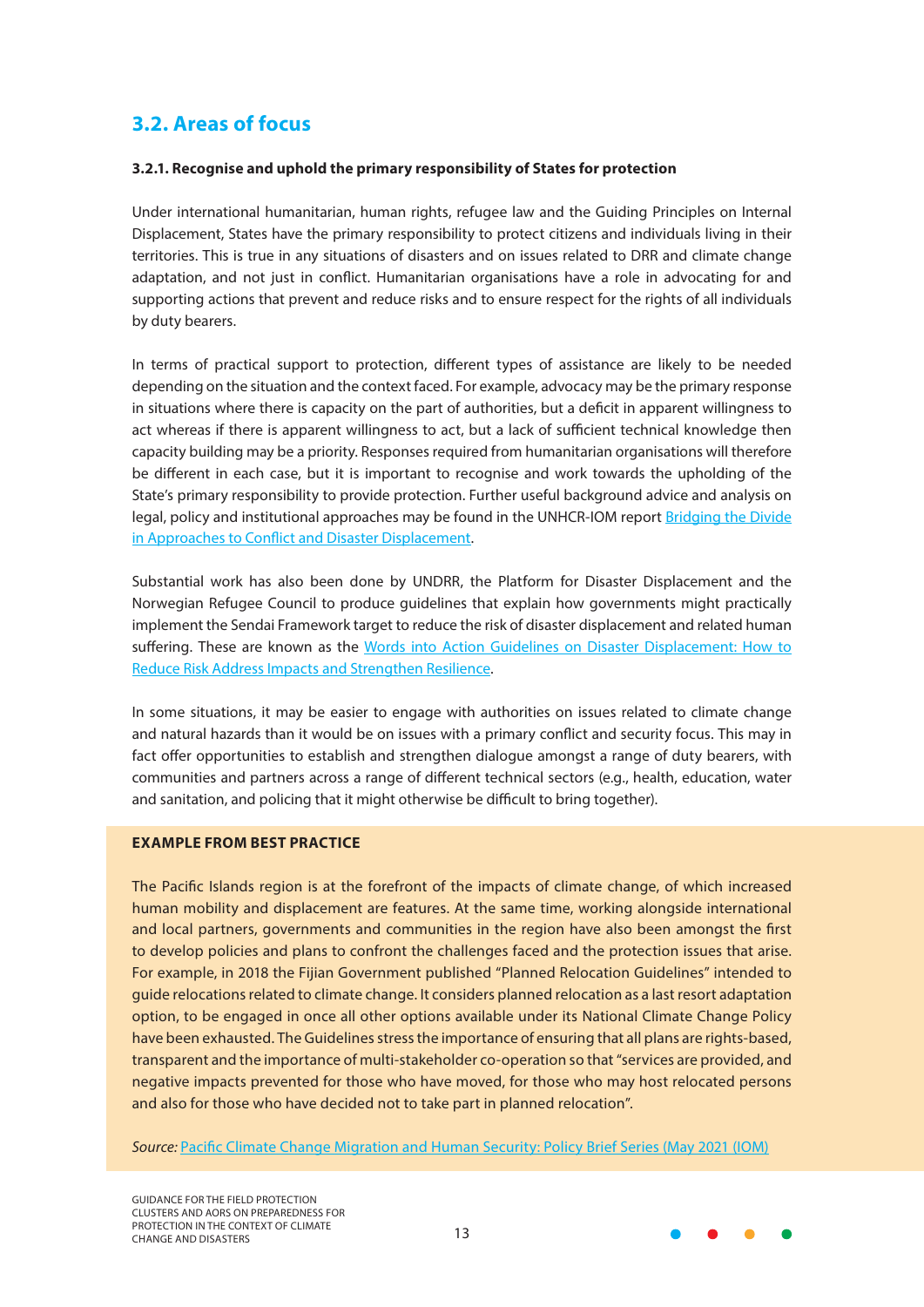## 3.2. Areas of focus

### 3.2.1. Recognise and uphold the primary responsibility of States for protection

Under international humanitarian, human rights, refugee law and the Guiding Principles on Internal Displacement, States have the primary responsibility to protect citizens and individuals living in their territories. This is true in any situations of disasters and on issues related to DRR and climate change adaptation, and not just in conflict. Humanitarian organisations have a role in advocating for and supporting actions that prevent and reduce risks and to ensure respect for the rights of all individuals by duty bearers.

In terms of practical support to protection, different types of assistance are likely to be needed depending on the situation and the context faced. For example, advocacy may be the primary response in situations where there is capacity on the part of authorities, but a deficit in apparent willingness to act whereas if there is apparent willingness to act, but a lack of sufficient technical knowledge then capacity building may be a priority. Responses required from humanitarian organisations will therefore be different in each case, but it is important to recognise and work towards the upholding of the State's primary responsibility to provide protection. Further useful background advice and analysis on legal, policy and institutional approaches may be found in the UNHCR-IOM report Bridging the Divide in Approaches to Conflict and Disaster Displacement.

Substantial work has also been done by UNDRR, the Platform for Disaster Displacement and the Norwegian Refugee Council to produce guidelines that explain how governments might practically implement the Sendai Framework target to reduce the risk of disaster displacement and related human suffering. These are known as the Words into Action Guidelines on Disaster Displacement: How to Reduce Risk Address Impacts and Strengthen Resilience.

In some situations, it may be easier to engage with authorities on issues related to climate change and natural hazards than it would be on issues with a primary conflict and security focus. This may in fact offer opportunities to establish and strengthen dialogue amongst a range of duty bearers, with communities and partners across a range of different technical sectors (e.g., health, education, water and sanitation, and policing that it might otherwise be difficult to bring together).

**EXAMPLE FROM BEST PRACTICE**

The Pacific Islands region is at the forefront of the impacts of climate change, of which increased human mobility and displacement are features. At the same time, working alongside international and local partners, governments and communities in the region have also been amongst the first to develop policies and plans to confront the challenges faced and the protection issues that arise. For example, in 2018 the Fijian Government published "Planned Relocation Guidelines" intended to guide relocations related to climate change. It considers planned relocation as a last resort adaptation option, to be engaged in once all other options available under its National Climate Change Policy have been exhausted. The Guidelines stress the importance of ensuring that all plans are rights-based, transparent and the importance of multi-stakeholder co-operation so that "services are provided, and negative impacts prevented for those who have moved, for those who may host relocated persons and also for those who have decided not to take part in planned relocation".

*Source:* Pacific Climate Change Migration and Human Security: Policy Brief Series (May 2021 (IOM)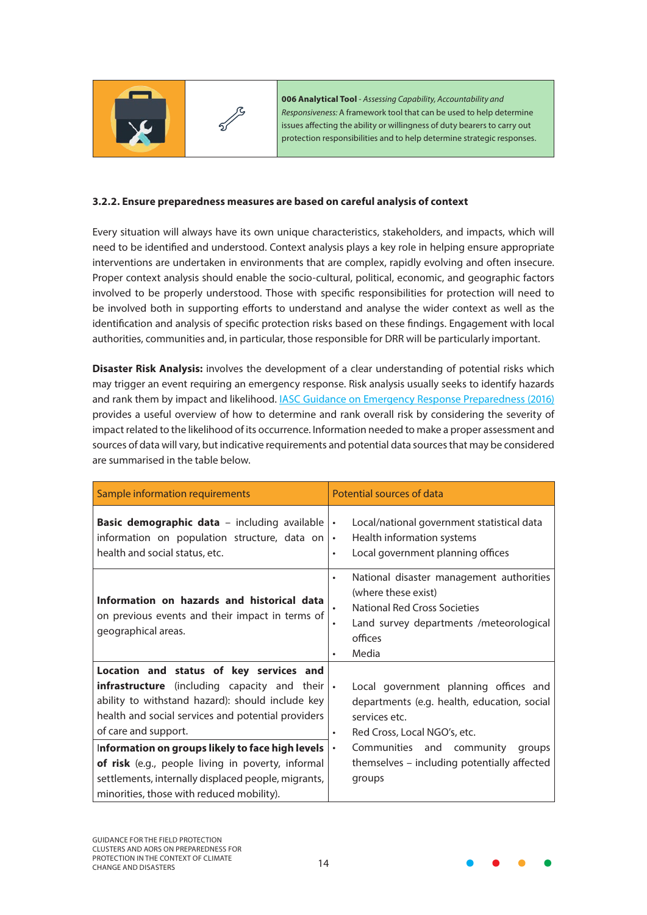**006 Analytical Tool** - *Assessing Capability, Accountability and Responsiveness:* A framework tool that can be used to help determine issues affecting the ability or willingness of duty bearers to carry out protection responsibilities and to help determine strategic responses.

### 3.2.2. Ensure preparedness measures are based on careful analysis of context

Every situation will always have its own unique characteristics, stakeholders, and impacts, which will need to be identified and understood. Context analysis plays a key role in helping ensure appropriate interventions are undertaken in environments that are complex, rapidly evolving and often insecure. Proper context analysis should enable the socio-cultural, political, economic, and geographic factors involved to be properly understood. Those with specific responsibilities for protection will need to be involved both in supporting efforts to understand and analyse the wider context as well as the identification and analysis of specific protection risks based on these findings. Engagement with local authorities, communities and, in particular, those responsible for DRR will be particularly important.

**Disaster Risk Analysis:** involves the development of a clear understanding of potential risks which may trigger an event requiring an emergency response. Risk analysis usually seeks to identify hazards and rank them by impact and likelihood. IASC Guidance on Emergency Response Preparedness (2016) provides a useful overview of how to determine and rank overall risk by considering the severity of impact related to the likelihood of its occurrence. Information needed to make a proper assessment and sources of data will vary, but indicative requirements and potential data sources that may be considered are summarised in the table below.

| Sample information requirements | Potential sources of data |
|---|---|
| **Basic demographic data** – including available information on population structure, data on health and social status, etc. | • Local/national government statistical data<br>• Health information systems<br>• Local government planning offices |
| **Information on hazards and historical data** on previous events and their impact in terms of geographical areas. | • National disaster management authorities (where these exist)<br>• National Red Cross Societies<br>• Land survey departments /meteorological offices<br>• Media |
| **Location and status of key services and infrastructure** (including capacity and their ability to withstand hazard): should include key health and social services and potential providers of care and support.<br><br>**Information on groups likely to face high levels of risk** (e.g., people living in poverty, informal settlements, internally displaced people, migrants, minorities, those with reduced mobility). | • Local government planning offices and departments (e.g. health, education, social services etc.<br>• Red Cross, Local NGO's, etc.<br>• Communities and community groups themselves – including potentially affected groups |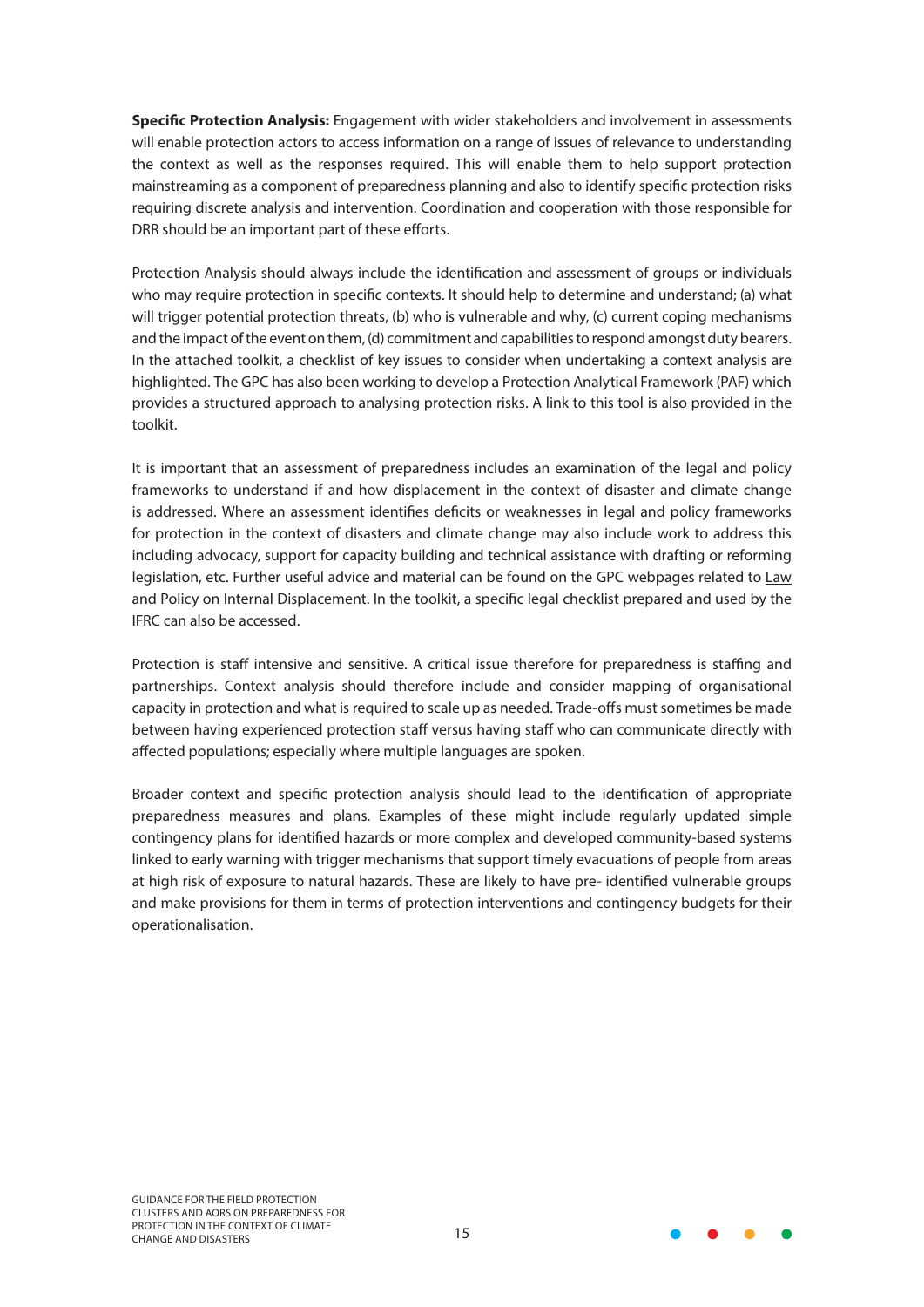**Specific Protection Analysis:** Engagement with wider stakeholders and involvement in assessments will enable protection actors to access information on a range of issues of relevance to understanding the context as well as the responses required. This will enable them to help support protection mainstreaming as a component of preparedness planning and also to identify specific protection risks requiring discrete analysis and intervention. Coordination and cooperation with those responsible for DRR should be an important part of these efforts.

Protection Analysis should always include the identification and assessment of groups or individuals who may require protection in specific contexts. It should help to determine and understand; (a) what will trigger potential protection threats, (b) who is vulnerable and why, (c) current coping mechanisms and the impact of the event on them, (d) commitment and capabilities to respond amongst duty bearers. In the attached toolkit, a checklist of key issues to consider when undertaking a context analysis are highlighted. The GPC has also been working to develop a Protection Analytical Framework (PAF) which provides a structured approach to analysing protection risks. A link to this tool is also provided in the toolkit.

It is important that an assessment of preparedness includes an examination of the legal and policy frameworks to understand if and how displacement in the context of disaster and climate change is addressed. Where an assessment identifies deficits or weaknesses in legal and policy frameworks for protection in the context of disasters and climate change may also include work to address this including advocacy, support for capacity building and technical assistance with drafting or reforming legislation, etc. Further useful advice and material can be found on the GPC webpages related to Law and Policy on Internal Displacement. In the toolkit, a specific legal checklist prepared and used by the IFRC can also be accessed.

Protection is staff intensive and sensitive. A critical issue therefore for preparedness is staffing and partnerships. Context analysis should therefore include and consider mapping of organisational capacity in protection and what is required to scale up as needed. Trade-offs must sometimes be made between having experienced protection staff versus having staff who can communicate directly with affected populations; especially where multiple languages are spoken.

Broader context and specific protection analysis should lead to the identification of appropriate preparedness measures and plans. Examples of these might include regularly updated simple contingency plans for identified hazards or more complex and developed community-based systems linked to early warning with trigger mechanisms that support timely evacuations of people from areas at high risk of exposure to natural hazards. These are likely to have pre- identified vulnerable groups and make provisions for them in terms of protection interventions and contingency budgets for their operationalisation.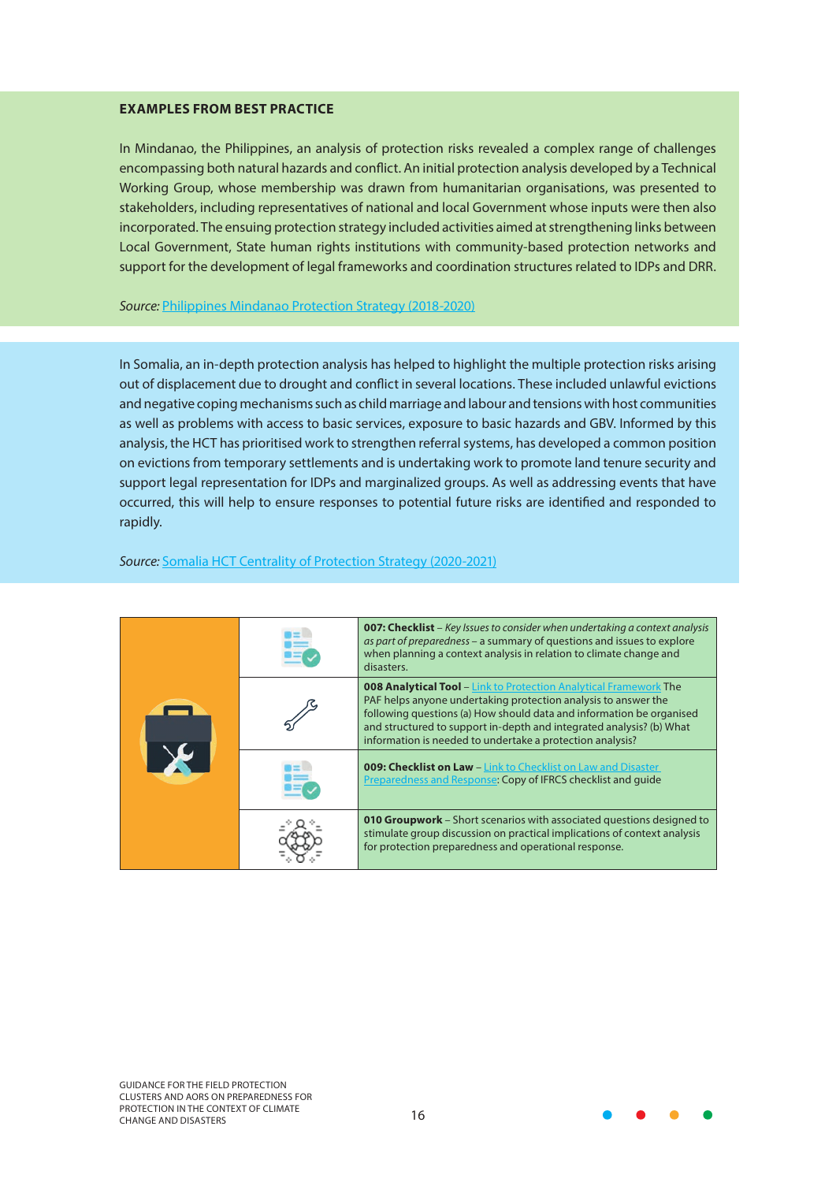**EXAMPLES FROM BEST PRACTICE**

In Mindanao, the Philippines, an analysis of protection risks revealed a complex range of challenges encompassing both natural hazards and conflict. An initial protection analysis developed by a Technical Working Group, whose membership was drawn from humanitarian organisations, was presented to stakeholders, including representatives of national and local Government whose inputs were then also incorporated. The ensuing protection strategy included activities aimed at strengthening links between Local Government, State human rights institutions with community-based protection networks and support for the development of legal frameworks and coordination structures related to IDPs and DRR.

*Source:* Philippines Mindanao Protection Strategy (2018-2020)

In Somalia, an in-depth protection analysis has helped to highlight the multiple protection risks arising out of displacement due to drought and conflict in several locations. These included unlawful evictions and negative coping mechanisms such as child marriage and labour and tensions with host communities as well as problems with access to basic services, exposure to basic hazards and GBV. Informed by this analysis, the HCT has prioritised work to strengthen referral systems, has developed a common position on evictions from temporary settlements and is undertaking work to promote land tenure security and support legal representation for IDPs and marginalized groups. As well as addressing events that have occurred, this will help to ensure responses to potential future risks are identified and responded to rapidly.

*Source:* Somalia HCT Centrality of Protection Strategy (2020-2021)

| | |
|---|---|
| **007: Checklist** – *Key Issues to consider when undertaking a context analysis as part of preparedness* – a summary of questions and issues to explore when planning a context analysis in relation to climate change and disasters. | |
| **008 Analytical Tool** – Link to Protection Analytical Framework The PAF helps anyone undertaking protection analysis to answer the following questions (a) How should data and information be organised and structured to support in-depth and integrated analysis? (b) What information is needed to undertake a protection analysis? | |
| **009: Checklist on Law** – Link to Checklist on Law and Disaster Preparedness and Response: Copy of IFRCS checklist and guide | |
| **010 Groupwork** – Short scenarios with associated questions designed to stimulate group discussion on practical implications of context analysis for protection preparedness and operational response. | |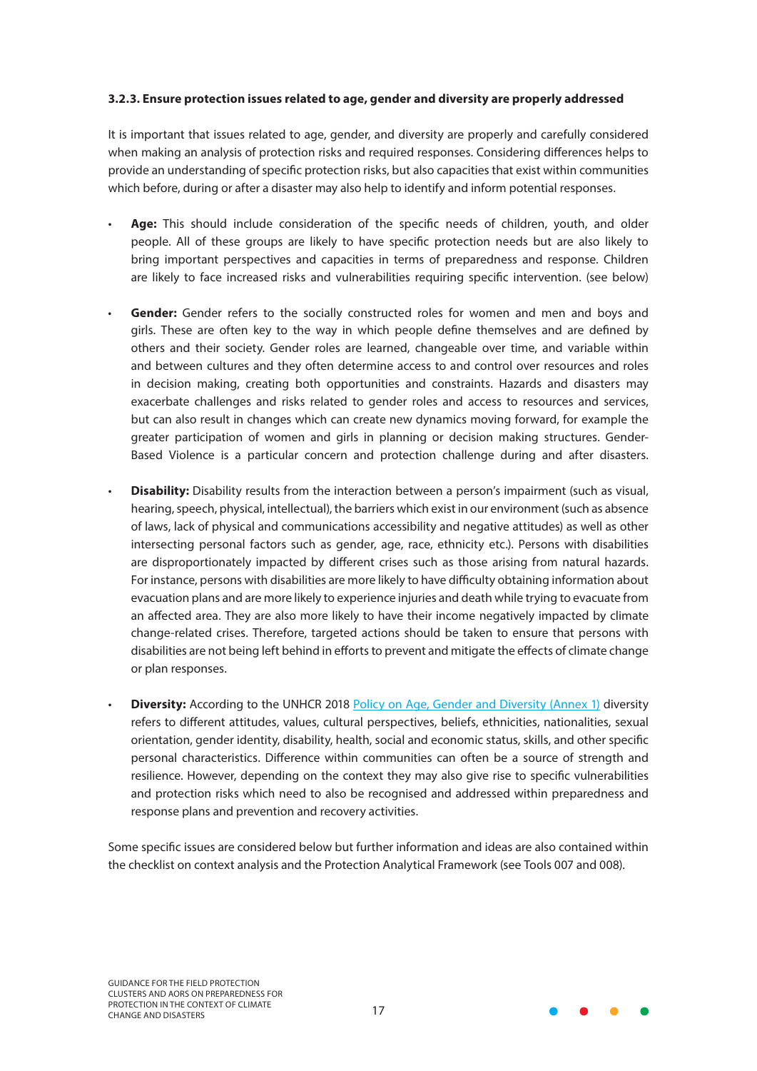### 3.2.3. Ensure protection issues related to age, gender and diversity are properly addressed

It is important that issues related to age, gender, and diversity are properly and carefully considered when making an analysis of protection risks and required responses. Considering differences helps to provide an understanding of specific protection risks, but also capacities that exist within communities which before, during or after a disaster may also help to identify and inform potential responses.

- **Age:** This should include consideration of the specific needs of children, youth, and older people. All of these groups are likely to have specific protection needs but are also likely to bring important perspectives and capacities in terms of preparedness and response. Children are likely to face increased risks and vulnerabilities requiring specific intervention. (see below)

- **Gender:** Gender refers to the socially constructed roles for women and men and boys and girls. These are often key to the way in which people define themselves and are defined by others and their society. Gender roles are learned, changeable over time, and variable within and between cultures and they often determine access to and control over resources and roles in decision making, creating both opportunities and constraints. Hazards and disasters may exacerbate challenges and risks related to gender roles and access to resources and services, but can also result in changes which can create new dynamics moving forward, for example the greater participation of women and girls in planning or decision making structures. Gender-Based Violence is a particular concern and protection challenge during and after disasters.

- **Disability:** Disability results from the interaction between a person's impairment (such as visual, hearing, speech, physical, intellectual), the barriers which exist in our environment (such as absence of laws, lack of physical and communications accessibility and negative attitudes) as well as other intersecting personal factors such as gender, age, race, ethnicity etc.). Persons with disabilities are disproportionately impacted by different crises such as those arising from natural hazards. For instance, persons with disabilities are more likely to have difficulty obtaining information about evacuation plans and are more likely to experience injuries and death while trying to evacuate from an affected area. They are also more likely to have their income negatively impacted by climate change-related crises. Therefore, targeted actions should be taken to ensure that persons with disabilities are not being left behind in efforts to prevent and mitigate the effects of climate change or plan responses.

- **Diversity:** According to the UNHCR 2018 Policy on Age, Gender and Diversity (Annex 1) diversity refers to different attitudes, values, cultural perspectives, beliefs, ethnicities, nationalities, sexual orientation, gender identity, disability, health, social and economic status, skills, and other specific personal characteristics. Difference within communities can often be a source of strength and resilience. However, depending on the context they may also give rise to specific vulnerabilities and protection risks which need to also be recognised and addressed within preparedness and response plans and prevention and recovery activities.

Some specific issues are considered below but further information and ideas are also contained within the checklist on context analysis and the Protection Analytical Framework (see Tools 007 and 008).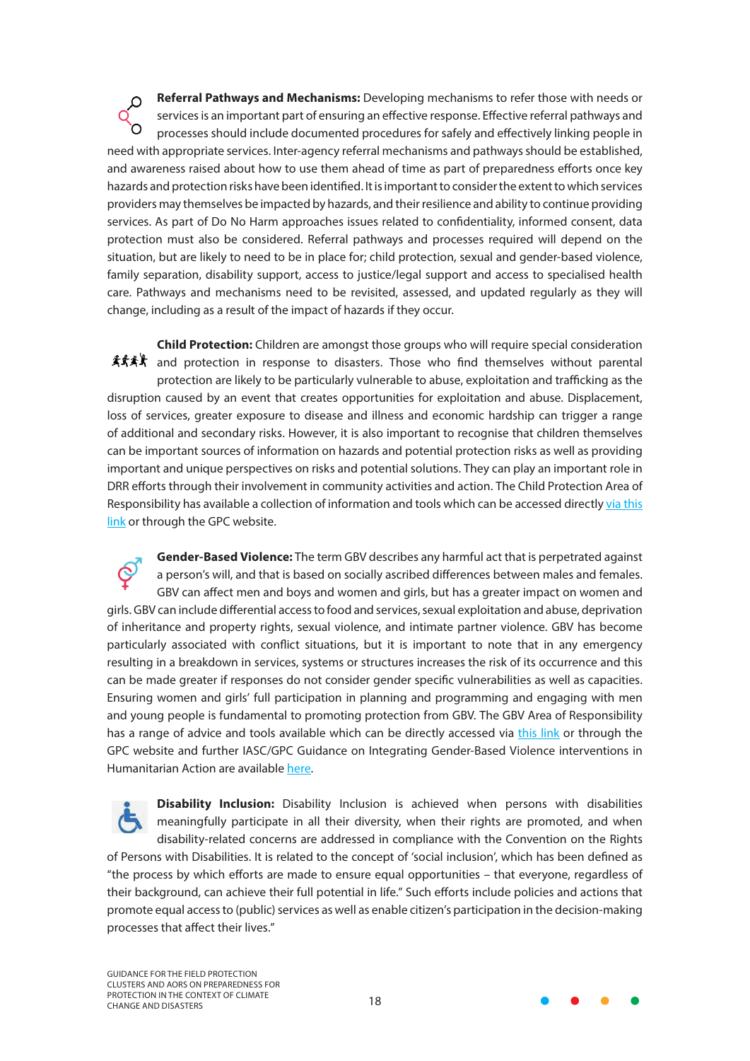**Referral Pathways and Mechanisms:** Developing mechanisms to refer those with needs or services is an important part of ensuring an effective response. Effective referral pathways and processes should include documented procedures for safely and effectively linking people in need with appropriate services. Inter-agency referral mechanisms and pathways should be established, and awareness raised about how to use them ahead of time as part of preparedness efforts once key hazards and protection risks have been identified. It is important to consider the extent to which services providers may themselves be impacted by hazards, and their resilience and ability to continue providing services. As part of Do No Harm approaches issues related to confidentiality, informed consent, data protection must also be considered. Referral pathways and processes required will depend on the situation, but are likely to need to be in place for; child protection, sexual and gender-based violence, family separation, disability support, access to justice/legal support and access to specialised health care. Pathways and mechanisms need to be revisited, assessed, and updated regularly as they will change, including as a result of the impact of hazards if they occur.

**Child Protection:** Children are amongst those groups who will require special consideration and protection in response to disasters. Those who find themselves without parental protection are likely to be particularly vulnerable to abuse, exploitation and trafficking as the disruption caused by an event that creates opportunities for exploitation and abuse. Displacement, loss of services, greater exposure to disease and illness and economic hardship can trigger a range of additional and secondary risks. However, it is also important to recognise that children themselves can be important sources of information on hazards and potential protection risks as well as providing important and unique perspectives on risks and potential solutions. They can play an important role in DRR efforts through their involvement in community activities and action. The Child Protection Area of Responsibility has available a collection of information and tools which can be accessed directly via this link or through the GPC website.

**Gender-Based Violence:** The term GBV describes any harmful act that is perpetrated against a person's will, and that is based on socially ascribed differences between males and females. GBV can affect men and boys and women and girls, but has a greater impact on women and girls. GBV can include differential access to food and services, sexual exploitation and abuse, deprivation of inheritance and property rights, sexual violence, and intimate partner violence. GBV has become particularly associated with conflict situations, but it is important to note that in any emergency resulting in a breakdown in services, systems or structures increases the risk of its occurrence and this can be made greater if responses do not consider gender specific vulnerabilities as well as capacities. Ensuring women and girls' full participation in planning and programming and engaging with men and young people is fundamental to promoting protection from GBV. The GBV Area of Responsibility has a range of advice and tools available which can be directly accessed via this link or through the GPC website and further IASC/GPC Guidance on Integrating Gender-Based Violence interventions in Humanitarian Action are available here.

**Disability Inclusion:** Disability Inclusion is achieved when persons with disabilities meaningfully participate in all their diversity, when their rights are promoted, and when disability-related concerns are addressed in compliance with the Convention on the Rights of Persons with Disabilities. It is related to the concept of 'social inclusion', which has been defined as "the process by which efforts are made to ensure equal opportunities – that everyone, regardless of their background, can achieve their full potential in life." Such efforts include policies and actions that promote equal access to (public) services as well as enable citizen's participation in the decision-making processes that affect their lives."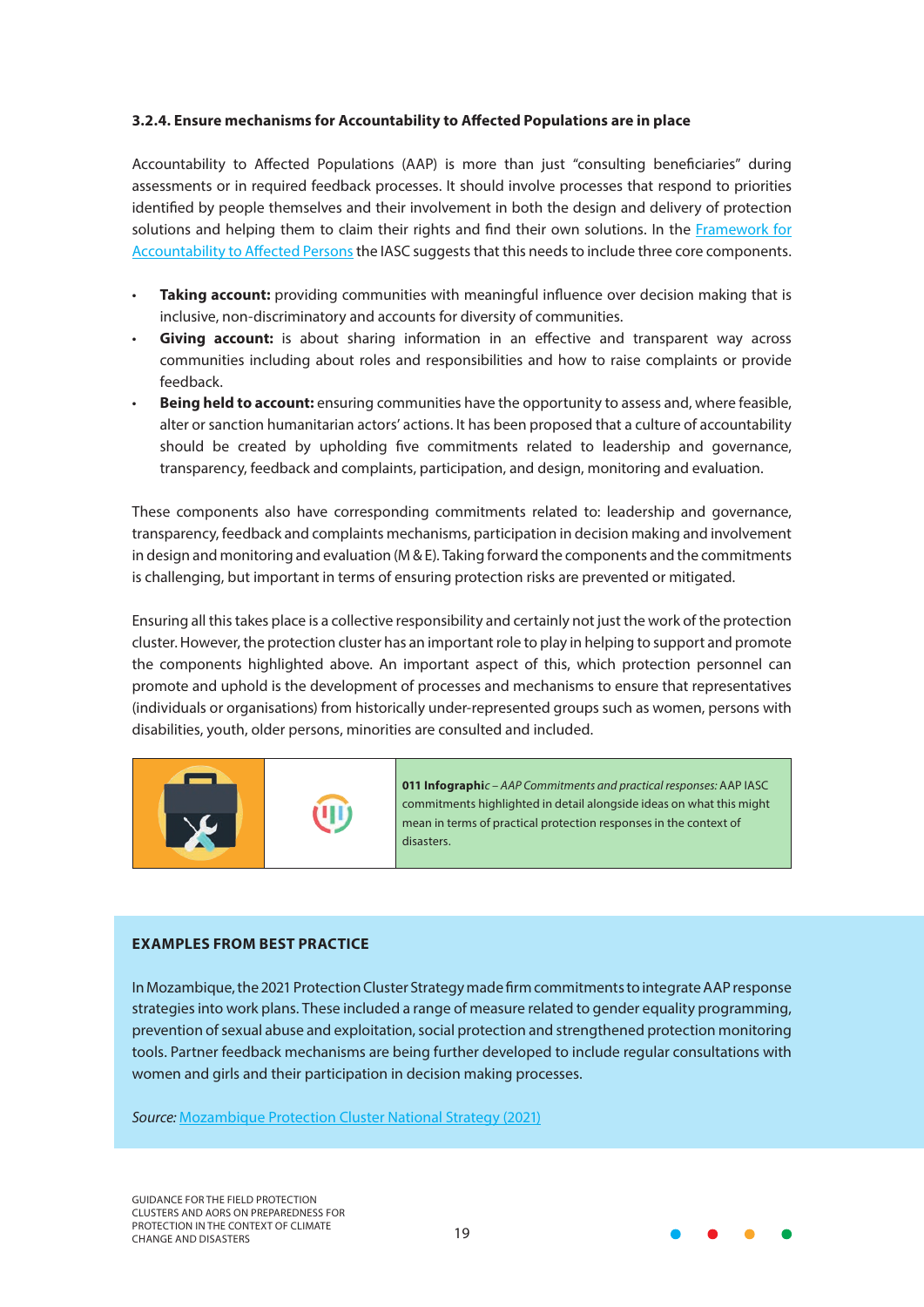### 3.2.4. Ensure mechanisms for Accountability to Affected Populations are in place

Accountability to Affected Populations (AAP) is more than just "consulting beneficiaries" during assessments or in required feedback processes. It should involve processes that respond to priorities identified by people themselves and their involvement in both the design and delivery of protection solutions and helping them to claim their rights and find their own solutions. In the [Framework for Accountability to Affected Persons]() the IASC suggests that this needs to include three core components.

- **Taking account:** providing communities with meaningful influence over decision making that is inclusive, non-discriminatory and accounts for diversity of communities.
- **Giving account:** is about sharing information in an effective and transparent way across communities including about roles and responsibilities and how to raise complaints or provide feedback.
- **Being held to account:** ensuring communities have the opportunity to assess and, where feasible, alter or sanction humanitarian actors' actions. It has been proposed that a culture of accountability should be created by upholding five commitments related to leadership and governance, transparency, feedback and complaints, participation, and design, monitoring and evaluation.

These components also have corresponding commitments related to: leadership and governance, transparency, feedback and complaints mechanisms, participation in decision making and involvement in design and monitoring and evaluation (M & E). Taking forward the components and the commitments is challenging, but important in terms of ensuring protection risks are prevented or mitigated.

Ensuring all this takes place is a collective responsibility and certainly not just the work of the protection cluster. However, the protection cluster has an important role to play in helping to support and promote the components highlighted above. An important aspect of this, which protection personnel can promote and uphold is the development of processes and mechanisms to ensure that representatives (individuals or organisations) from historically under-represented groups such as women, persons with disabilities, youth, older persons, minorities are consulted and included.

**011 Infographic** – *AAP Commitments and practical responses:* AAP IASC commitments highlighted in detail alongside ideas on what this might mean in terms of practical protection responses in the context of disasters.

**EXAMPLES FROM BEST PRACTICE**

In Mozambique, the 2021 Protection Cluster Strategy made firm commitments to integrate AAP response strategies into work plans. These included a range of measure related to gender equality programming, prevention of sexual abuse and exploitation, social protection and strengthened protection monitoring tools. Partner feedback mechanisms are being further developed to include regular consultations with women and girls and their participation in decision making processes.

*Source:* [Mozambique Protection Cluster National Strategy (2021)]()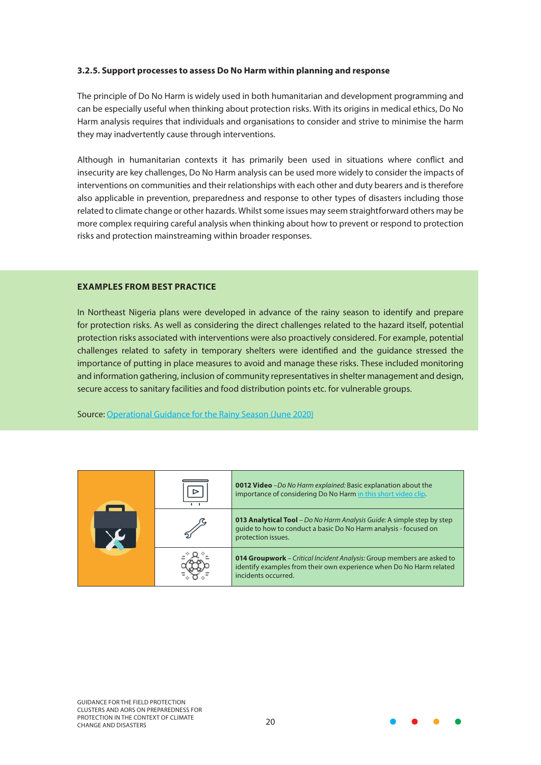### 3.2.5. Support processes to assess Do No Harm within planning and response

The principle of Do No Harm is widely used in both humanitarian and development programming and can be especially useful when thinking about protection risks. With its origins in medical ethics, Do No Harm analysis requires that individuals and organisations to consider and strive to minimise the harm they may inadvertently cause through interventions.

Although in humanitarian contexts it has primarily been used in situations where conflict and insecurity are key challenges, Do No Harm analysis can be used more widely to consider the impacts of interventions on communities and their relationships with each other and duty bearers and is therefore also applicable in prevention, preparedness and response to other types of disasters including those related to climate change or other hazards. Whilst some issues may seem straightforward others may be more complex requiring careful analysis when thinking about how to prevent or respond to protection risks and protection mainstreaming within broader responses.

**EXAMPLES FROM BEST PRACTICE**

In Northeast Nigeria plans were developed in advance of the rainy season to identify and prepare for protection risks. As well as considering the direct challenges related to the hazard itself, potential protection risks associated with interventions were also proactively considered. For example, potential challenges related to safety in temporary shelters were identified and the guidance stressed the importance of putting in place measures to avoid and manage these risks. These included monitoring and information gathering, inclusion of community representatives in shelter management and design, secure access to sanitary facilities and food distribution points etc. for vulnerable groups.

Source: [Operational Guidance for the Rainy Season (June 2020)]()

| | |
|---|---|
| Video | **0012 Video** – *Do No Harm explained:* Basic explanation about the importance of considering Do No Harm [in this short video clip](). |
| Analytical Tool | **013 Analytical Tool** – *Do No Harm Analysis Guide:* A simple step by step guide to how to conduct a basic Do No Harm analysis - focused on protection issues. |
| Groupwork | **014 Groupwork** – *Critical Incident Analysis:* Group members are asked to identify examples from their own experience when Do No Harm related incidents occurred. |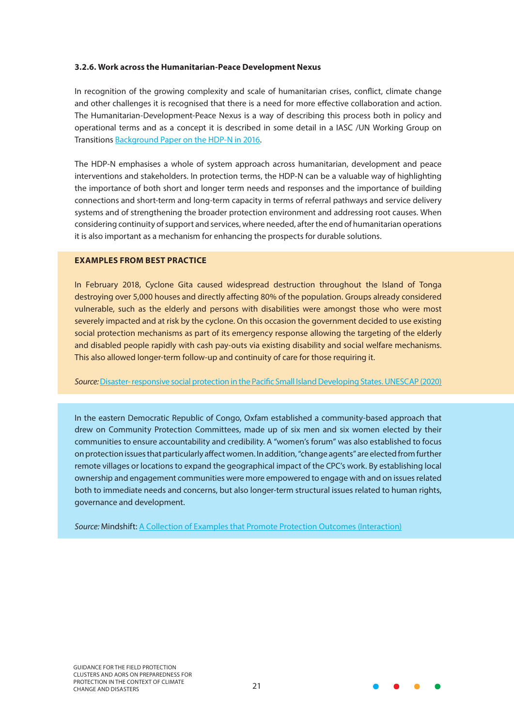### 3.2.6. Work across the Humanitarian-Peace Development Nexus

In recognition of the growing complexity and scale of humanitarian crises, conflict, climate change and other challenges it is recognised that there is a need for more effective collaboration and action. The Humanitarian-Development-Peace Nexus is a way of describing this process both in policy and operational terms and as a concept it is described in some detail in a IASC /UN Working Group on Transitions Background Paper on the HDP-N in 2016.

The HDP-N emphasises a whole of system approach across humanitarian, development and peace interventions and stakeholders. In protection terms, the HDP-N can be a valuable way of highlighting the importance of both short and longer term needs and responses and the importance of building connections and short-term and long-term capacity in terms of referral pathways and service delivery systems and of strengthening the broader protection environment and addressing root causes. When considering continuity of support and services, where needed, after the end of humanitarian operations it is also important as a mechanism for enhancing the prospects for durable solutions.

**EXAMPLES FROM BEST PRACTICE**

In February 2018, Cyclone Gita caused widespread destruction throughout the Island of Tonga destroying over 5,000 houses and directly affecting 80% of the population. Groups already considered vulnerable, such as the elderly and persons with disabilities were amongst those who were most severely impacted and at risk by the cyclone. On this occasion the government decided to use existing social protection mechanisms as part of its emergency response allowing the targeting of the elderly and disabled people rapidly with cash pay-outs via existing disability and social welfare mechanisms. This also allowed longer-term follow-up and continuity of care for those requiring it.

*Source:* Disaster- responsive social protection in the Pacific Small Island Developing States. UNESCAP (2020)

In the eastern Democratic Republic of Congo, Oxfam established a community-based approach that drew on Community Protection Committees, made up of six men and six women elected by their communities to ensure accountability and credibility. A "women's forum" was also established to focus on protection issues that particularly affect women. In addition, "change agents" are elected from further remote villages or locations to expand the geographical impact of the CPC's work. By establishing local ownership and engagement communities were more empowered to engage with and on issues related both to immediate needs and concerns, but also longer-term structural issues related to human rights, governance and development.

*Source:* Mindshift: A Collection of Examples that Promote Protection Outcomes (Interaction)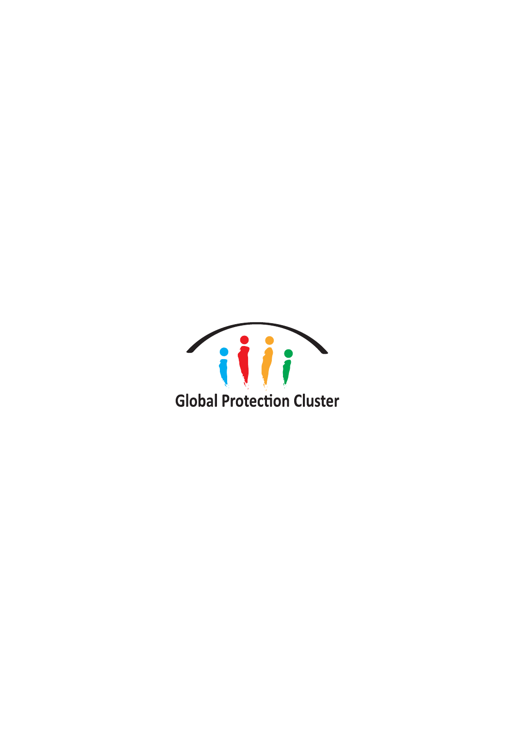Global Protection Cluster